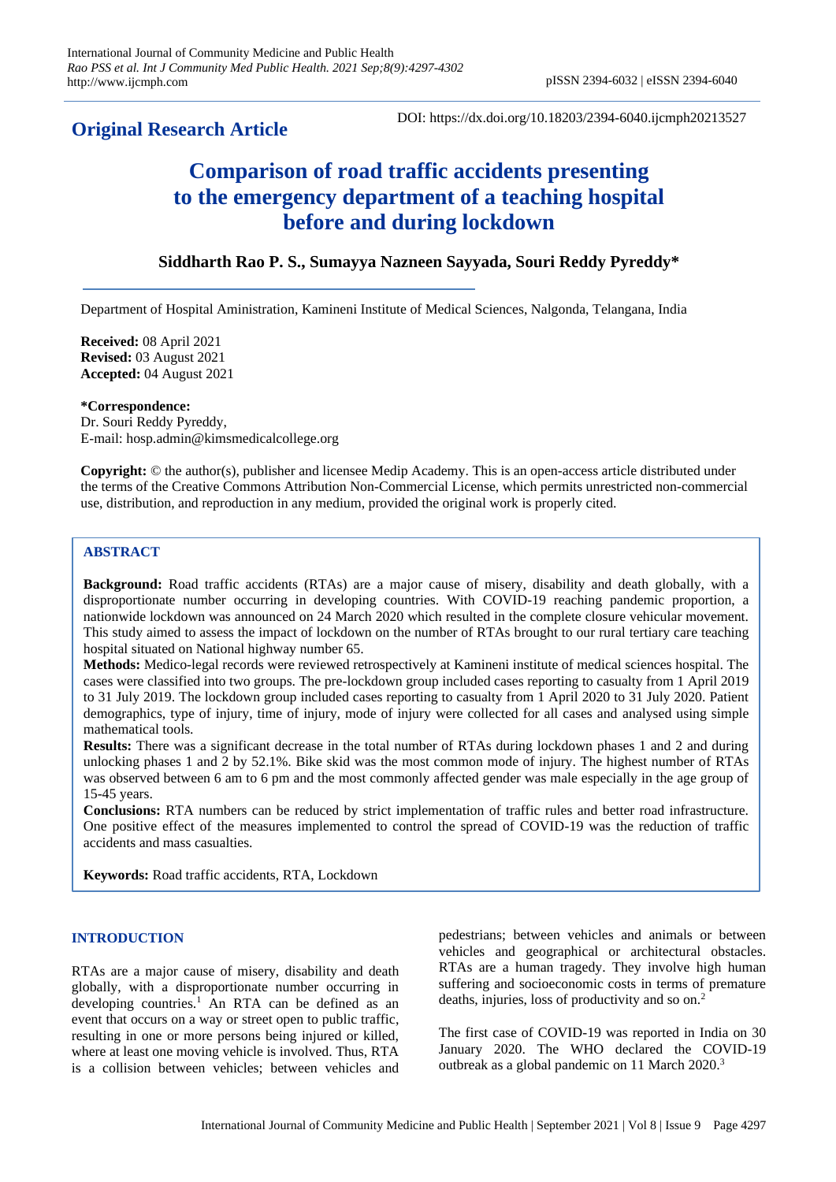**Original Research Article**

DOI: https://dx.doi.org/10.18203/2394-6040.ijcmph20213527

# Comparison of road traffic accidents presenting to the emergency department of a teaching hospital before and during lockdown

**Siddharth Rao P. S., Sumayya Nazneen Sayyada, Souri Reddy Pyreddy***

Department of Hospital Aministration, Kamineni Institute of Medical Sciences, Nalgonda, Telangana, India

**Received:** 08 April 2021
**Revised:** 03 August 2021
**Accepted:** 04 August 2021

**\*Correspondence:**
Dr. Souri Reddy Pyreddy,
E-mail: hosp.admin@kimsmedicalcollege.org

**Copyright:** © the author(s), publisher and licensee Medip Academy. This is an open-access article distributed under the terms of the Creative Commons Attribution Non-Commercial License, which permits unrestricted non-commercial use, distribution, and reproduction in any medium, provided the original work is properly cited.

## ABSTRACT

**Background:** Road traffic accidents (RTAs) are a major cause of misery, disability and death globally, with a disproportionate number occurring in developing countries. With COVID-19 reaching pandemic proportion, a nationwide lockdown was announced on 24 March 2020 which resulted in the complete closure vehicular movement. This study aimed to assess the impact of lockdown on the number of RTAs brought to our rural tertiary care teaching hospital situated on National highway number 65.

**Methods:** Medico-legal records were reviewed retrospectively at Kamineni institute of medical sciences hospital. The cases were classified into two groups. The pre-lockdown group included cases reporting to casualty from 1 April 2019 to 31 July 2019. The lockdown group included cases reporting to casualty from 1 April 2020 to 31 July 2020. Patient demographics, type of injury, time of injury, mode of injury were collected for all cases and analysed using simple mathematical tools.

**Results:** There was a significant decrease in the total number of RTAs during lockdown phases 1 and 2 and during unlocking phases 1 and 2 by 52.1%. Bike skid was the most common mode of injury. The highest number of RTAs was observed between 6 am to 6 pm and the most commonly affected gender was male especially in the age group of 15-45 years.

**Conclusions:** RTA numbers can be reduced by strict implementation of traffic rules and better road infrastructure. One positive effect of the measures implemented to control the spread of COVID-19 was the reduction of traffic accidents and mass casualties.

**Keywords:** Road traffic accidents, RTA, Lockdown

## INTRODUCTION

RTAs are a major cause of misery, disability and death globally, with a disproportionate number occurring in developing countries.[1] An RTA can be defined as an event that occurs on a way or street open to public traffic, resulting in one or more persons being injured or killed, where at least one moving vehicle is involved. Thus, RTA is a collision between vehicles; between vehicles and pedestrians; between vehicles and animals or between vehicles and geographical or architectural obstacles. RTAs are a human tragedy. They involve high human suffering and socioeconomic costs in terms of premature deaths, injuries, loss of productivity and so on.[2]

The first case of COVID-19 was reported in India on 30 January 2020. The WHO declared the COVID-19 outbreak as a global pandemic on 11 March 2020.[3]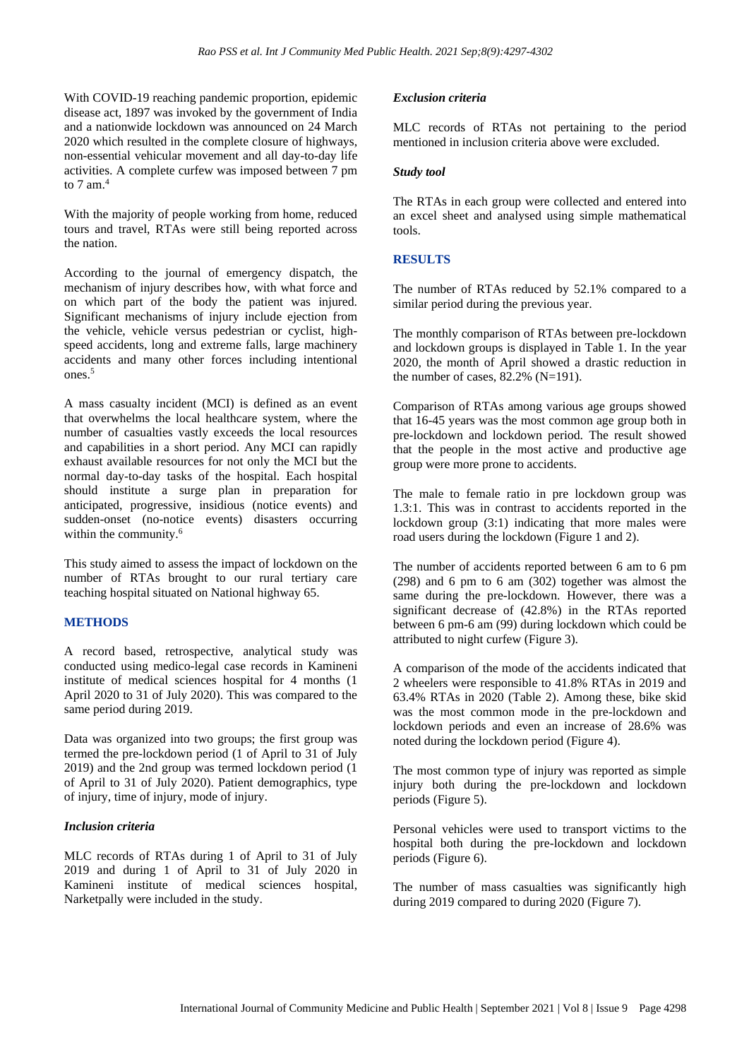With COVID-19 reaching pandemic proportion, epidemic disease act, 1897 was invoked by the government of India and a nationwide lockdown was announced on 24 March 2020 which resulted in the complete closure of highways, non-essential vehicular movement and all day-to-day life activities. A complete curfew was imposed between 7 pm to 7 am.[4]

With the majority of people working from home, reduced tours and travel, RTAs were still being reported across the nation.

According to the journal of emergency dispatch, the mechanism of injury describes how, with what force and on which part of the body the patient was injured. Significant mechanisms of injury include ejection from the vehicle, vehicle versus pedestrian or cyclist, high-speed accidents, long and extreme falls, large machinery accidents and many other forces including intentional ones.[5]

A mass casualty incident (MCI) is defined as an event that overwhelms the local healthcare system, where the number of casualties vastly exceeds the local resources and capabilities in a short period. Any MCI can rapidly exhaust available resources for not only the MCI but the normal day-to-day tasks of the hospital. Each hospital should institute a surge plan in preparation for anticipated, progressive, insidious (notice events) and sudden-onset (no-notice events) disasters occurring within the community.[6]

This study aimed to assess the impact of lockdown on the number of RTAs brought to our rural tertiary care teaching hospital situated on National highway 65.

## METHODS

A record based, retrospective, analytical study was conducted using medico-legal case records in Kamineni institute of medical sciences hospital for 4 months (1 April 2020 to 31 of July 2020). This was compared to the same period during 2019.

Data was organized into two groups; the first group was termed the pre-lockdown (1 of April to 31 of July 2019) and the 2nd group was termed lockdown period (1 of April to 31 of July 2020). Patient demographics, type of injury, time of injury, mode of injury.

### *Inclusion criteria*

MLC records of RTAs during 1 of April to 31 of July 2019 and during 1 of April to 31 of July 2020 in Kamineni institute of medical sciences hospital, Narketpally were included in the study.

### *Exclusion criteria*

MLC records of RTAs not pertaining to the period mentioned in inclusion criteria above were excluded.

### *Study tool*

The RTAs in each group were collected and entered into an excel sheet and analysed using simple mathematical tools.

## RESULTS

The number of RTAs reduced by 52.1% compared to a similar period during the previous year.

The monthly comparison of RTAs between pre-lockdown and lockdown groups is displayed in Table 1. In the year 2020, the month of April showed a drastic reduction in the number of cases, 82.2% (N=191).

Comparison of RTAs among various age groups showed that 16-45 years was the most common age group both in pre-lockdown and lockdown period. The result showed that the people in the most active and productive age group were more prone to accidents.

The male to female ratio in pre lockdown group was 1.3:1. This was in contrast to accidents reported in the lockdown group (3:1) indicating that more males were road users during the lockdown (Figure 1 and 2).

The number of accidents reported between 6 am to 6 pm (298) and 6 pm to 6 am (302) together was almost the same during the pre-lockdown. However, there was a significant decrease of (42.8%) in the RTAs reported between 6 pm-6 am (99) during lockdown which could be attributed to night curfew (Figure 3).

A comparison of the mode of the accidents indicated that 2 wheelers were responsible to 41.8% RTAs in 2019 and 63.4% RTAs in 2020 (Table 2). Among these, bike skid was the most common mode in the pre-lockdown and lockdown periods and even an increase of 28.6% was noted during the lockdown period (Figure 4).

The most common type of injury was reported as simple injury both during the pre-lockdown and lockdown periods (Figure 5).

Personal vehicles were used to transport victims to the hospital both during the pre-lockdown and lockdown periods (Figure 6).

The number of mass casualties was significantly high during 2019 compared to during 2020 (Figure 7).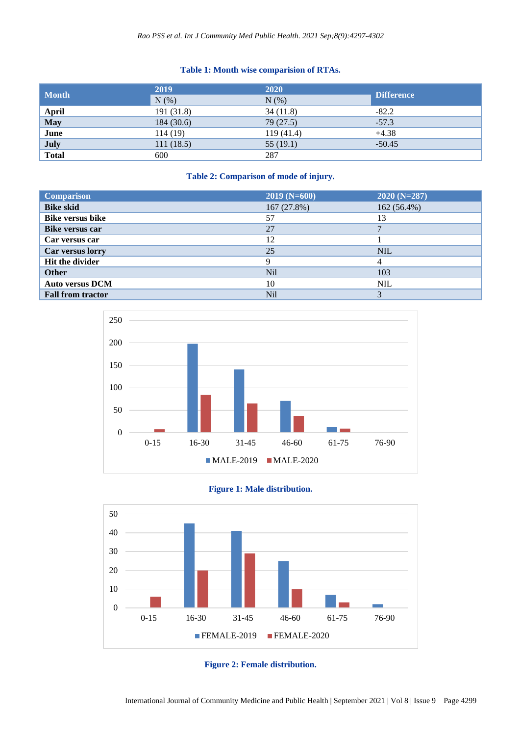**Table 1: Month wise comparision of RTAs.**

| Month | 2019 | 2020 | Difference |
|---|---|---|---|
| | N (%) | N (%) | |
| **April** | 191 (31.8) | 34 (11.8) | -82.2 |
| **May** | 184 (30.6) | 79 (27.5) | -57.3 |
| **June** | 114 (19) | 119 (41.4) | +4.38 |
| **July** | 111 (18.5) | 55 (19.1) | -50.45 |
| **Total** | 600 | 287 | |

**Table 2: Comparison of mode of injury.**

| Comparison | 2019 (N=600) | 2020 (N=287) |
|---|---|---|
| **Bike skid** | 167 (27.8%) | 162 (56.4%) |
| **Bike versus bike** | 57 | 13 |
| **Bike versus car** | 27 | 7 |
| **Car versus car** | 12 | 1 |
| **Car versus lorry** | 25 | NIL |
| **Hit the divider** | 9 | 4 |
| **Other** | Nil | 103 |
| **Auto versus DCM** | 10 | NIL |
| **Fall from tractor** | Nil | 3 |

**Figure 1: Male distribution.**

**Figure 2: Female distribution.**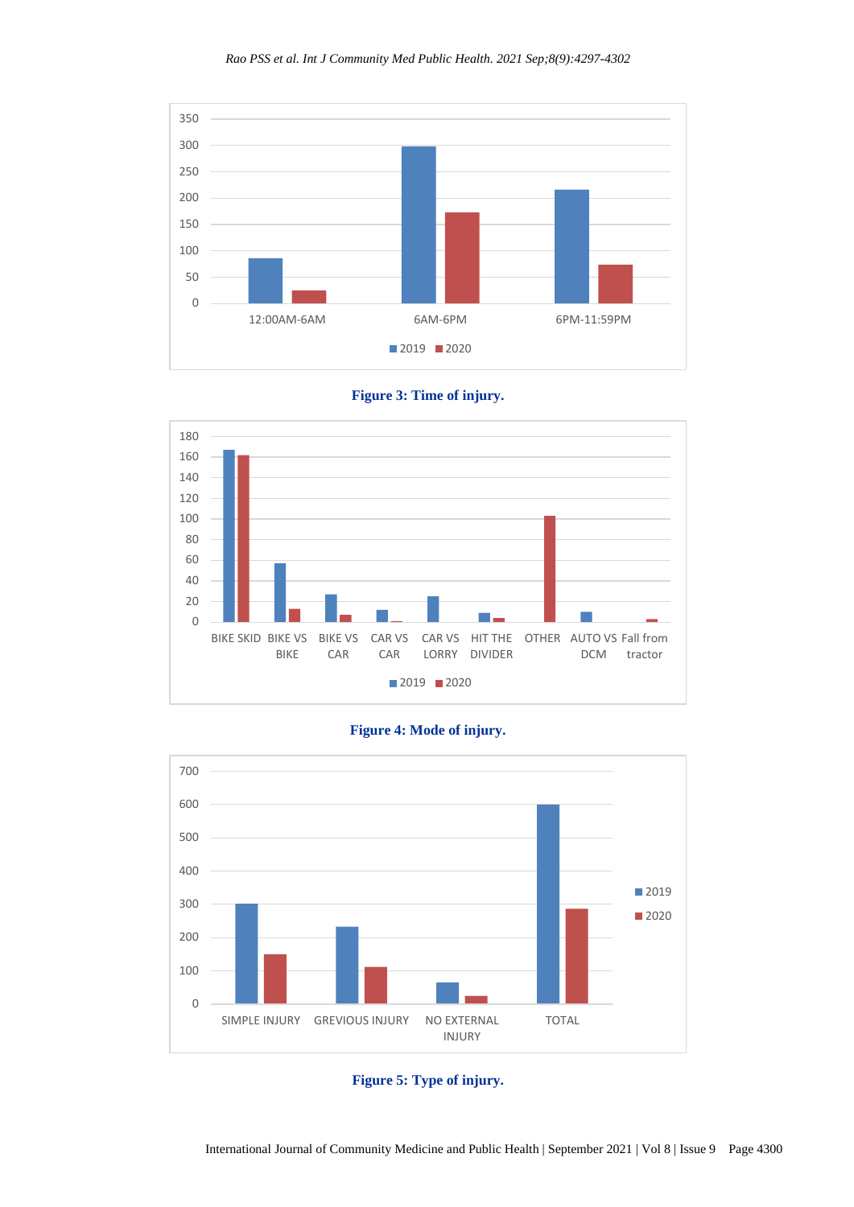Figure 3: Time of injury.

Figure 4: Mode of injury.

Figure 5: Type of injury.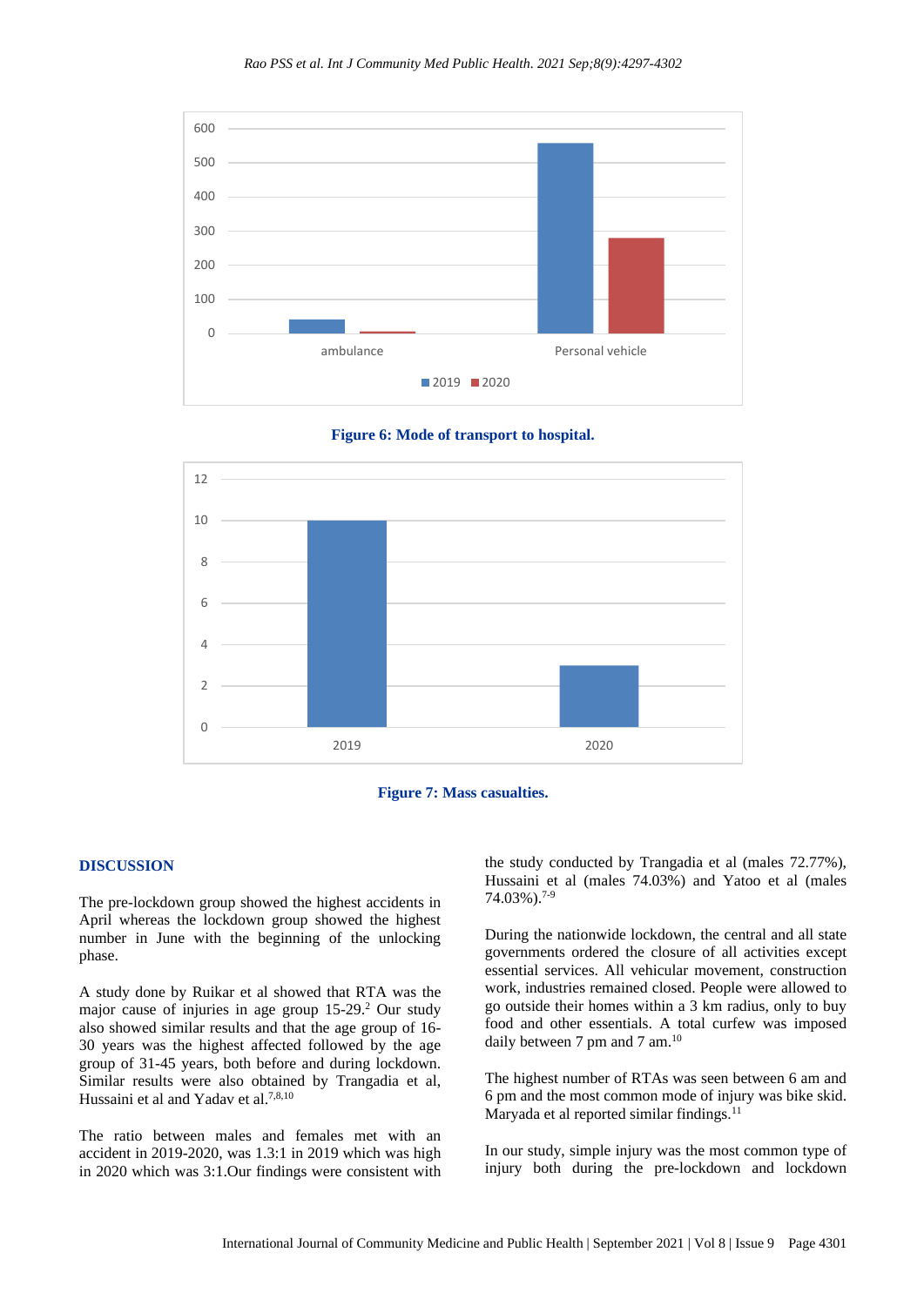Figure 6: Mode of transport to hospital.

Figure 7: Mass casualties.

## DISCUSSION

The pre-lockdown group showed the highest accidents in April whereas the lockdown group showed the highest number in June with the beginning of the unlocking phase.

A study done by Ruikar et al showed that RTA was the major cause of injuries in age group 15-29.[2] Our study also showed similar results and that the age group of 16-30 years was the highest affected followed by the age group of 31-45 years, both before and during lockdown. Similar results were also obtained by Trangadia et al, Hussaini et al and Yadav et al.[7,8,10]

The ratio between males and females met with an accident in 2019-2020, was 1.3:1 in 2019 which was high in 2020 which was 3:1.Our findings were consistent with the study conducted by Trangadia et al (males 72.77%), Hussaini et al (males 74.03%) and Yatoo et al (males 74.03%).[7-9]

During the nationwide lockdown, the central and all state governments ordered the closure of all activities except essential services. All vehicular movement, construction work, industries remained closed. People were allowed to go outside their homes within a 3 km radius, only to buy food and other essentials. A total curfew was imposed daily between 7 pm and 7 am.[10]

The highest number of RTAs was seen between 6 am and 6 pm and the most common mode of injury was bike skid. Maryada et al reported similar findings.[11]

In our study, simple injury was the most common type of injury both during the pre-lockdown and lockdown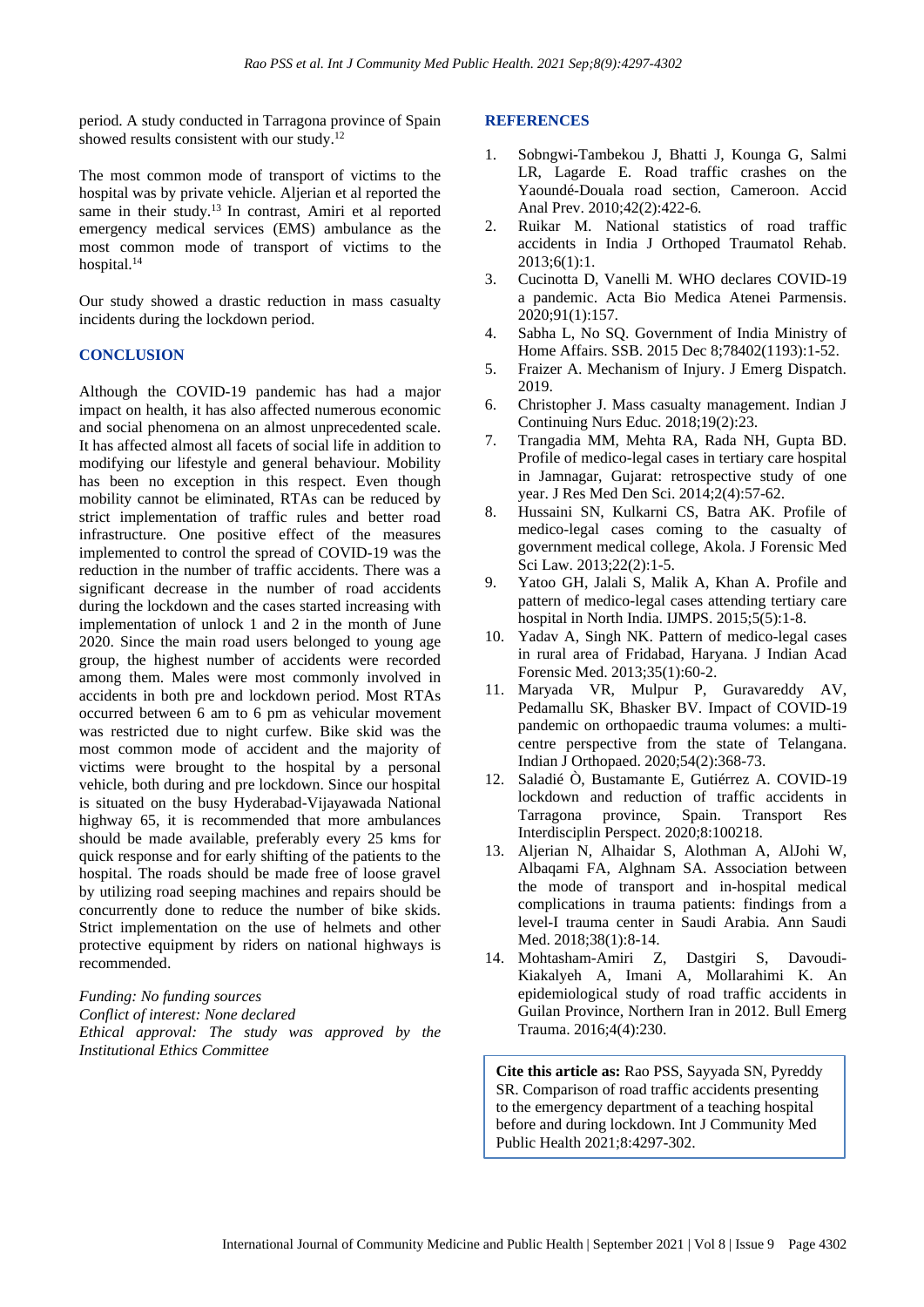period. A study conducted in Tarragona province of Spain showed results consistent with our study.[12]

The most common mode of transport of victims to the hospital was by private vehicle. Aljerian et al reported the same in their study.[13] In contrast, Amiri et al reported emergency medical services (EMS) ambulance as the most common mode of transport of victims to the hospital.[14]

Our study showed a drastic reduction in mass casualty incidents during the lockdown period.

## CONCLUSION

Although the COVID-19 pandemic has had a major impact on health, it has also affected numerous economic and social phenomena on an almost unprecedented scale. It has affected almost all facets of social life in addition to modifying our lifestyle and general behaviour. Mobility has been no exception in this respect. Even though mobility cannot be eliminated, RTAs can be reduced by strict implementation of traffic rules and better road infrastructure. One positive effect of the measures implemented to control the spread of COVID-19 was the reduction in the number of traffic accidents. There was a significant decrease in the number of road accidents during the lockdown and the cases started increasing with implementation of unlock 1 and 2 in the month of June 2020. Since the main road users belonged to young age group, the highest number of accidents were recorded among them. Males were most commonly involved in accidents in both pre and lockdown period. Most RTAs occurred between 6 am to 6 pm as vehicular movement was restricted due to night curfew. Bike skid was the most common mode of accident and the majority of victims were brought to the hospital by a personal vehicle, both during and pre lockdown. Since our hospital is situated on the busy Hyderabad-Vijayawada National highway 65, it is recommended that more ambulances should be made available, preferably every 25 kms for quick response and for early shifting of the patients to the hospital. The roads should be made free of loose gravel by utilizing road seeping machines and repairs should be concurrently done to reduce the number of bike skids. Strict implementation on the use of helmets and other protective equipment by riders on national highways is recommended.

*Funding: No funding sources*
*Conflict of interest: None declared*
*Ethical approval: The study was approved by the Institutional Ethics Committee*

## REFERENCES

1. Sobngwi-Tambekou J, Bhatti J, Kounga G, Salmi LR, Lagarde E. Road traffic crashes on the Yaoundé-Douala road section, Cameroon. Accid Anal Prev. 2010;42(2):422-6.
2. Ruikar M. National statistics of road traffic accidents in India J Orthoped Traumatol Rehab. 2013;6(1):1.
3. Cucinotta D, Vanelli M. WHO declares COVID-19 a pandemic. Acta Bio Medica Atenei Parmensis. 2020;91(1):157.
4. Sabha L, No SQ. Government of India Ministry of Home Affairs. SSB. 2015 Dec 8;78402(1193):1-52.
5. Fraizer A. Mechanism of Injury. J Emerg Dispatch. 2019.
6. Christopher J. Mass casualty management. Indian J Continuing Nurs Educ. 2018;19(2):23.
7. Trangadia MM, Mehta RA, Rada NH, Gupta BD. Profile of medico-legal cases in tertiary care hospital in Jamnagar, Gujarat: retrospective study of one year. J Res Med Den Sci. 2014;2(4):57-62.
8. Hussaini SN, Kulkarni CS, Batra AK. Profile of medico-legal cases coming to the casualty of government medical college, Akola. J Forensic Med Sci Law. 2013;22(2):1-5.
9. Yatoo GH, Jalali S, Malik A, Khan A. Profile and pattern of medico-legal cases attending tertiary care hospital in North India. IJMPS. 2015;5(5):1-8.
10. Yadav A, Singh NK. Pattern of medico-legal cases in rural area of Fridabad, Haryana. J Indian Acad Forensic Med. 2013;35(1):60-2.
11. Maryada VR, Mulpur P, Guravareddy AV, Pedamallu SK, Bhasker BV. Impact of COVID-19 pandemic on orthopaedic trauma volumes: a multi-centre perspective from the state of Telangana. Indian J Orthopaed. 2020;54(2):368-73.
12. Saladié Ò, Bustamante E, Gutiérrez A. COVID-19 lockdown and reduction of traffic accidents in Tarragona province, Spain. Transport Res Interdisciplin Perspect. 2020;8:100218.
13. Aljerian N, Alhaidar S, Alothman A, AlJohi W, Albaqami FA, Alghnam SA. Association between the mode of transport and in-hospital medical complications in trauma patients: findings from a level-I trauma center in Saudi Arabia. Ann Saudi Med. 2018;38(1):8-14.
14. Mohtasham-Amiri Z, Dastgiri S, Davoudi-Kiakalyeh A, Imani A, Mollarahimi K. An epidemiological study of road traffic accidents in Guilan Province, Northern Iran in 2012. Bull Emerg Trauma. 2016;4(4):230.

**Cite this article as:** Rao PSS, Sayyada SN, Pyreddy SR. Comparison of road traffic accidents presenting to the emergency department of a teaching hospital before and during lockdown. Int J Community Med Public Health 2021;8:4297-302.